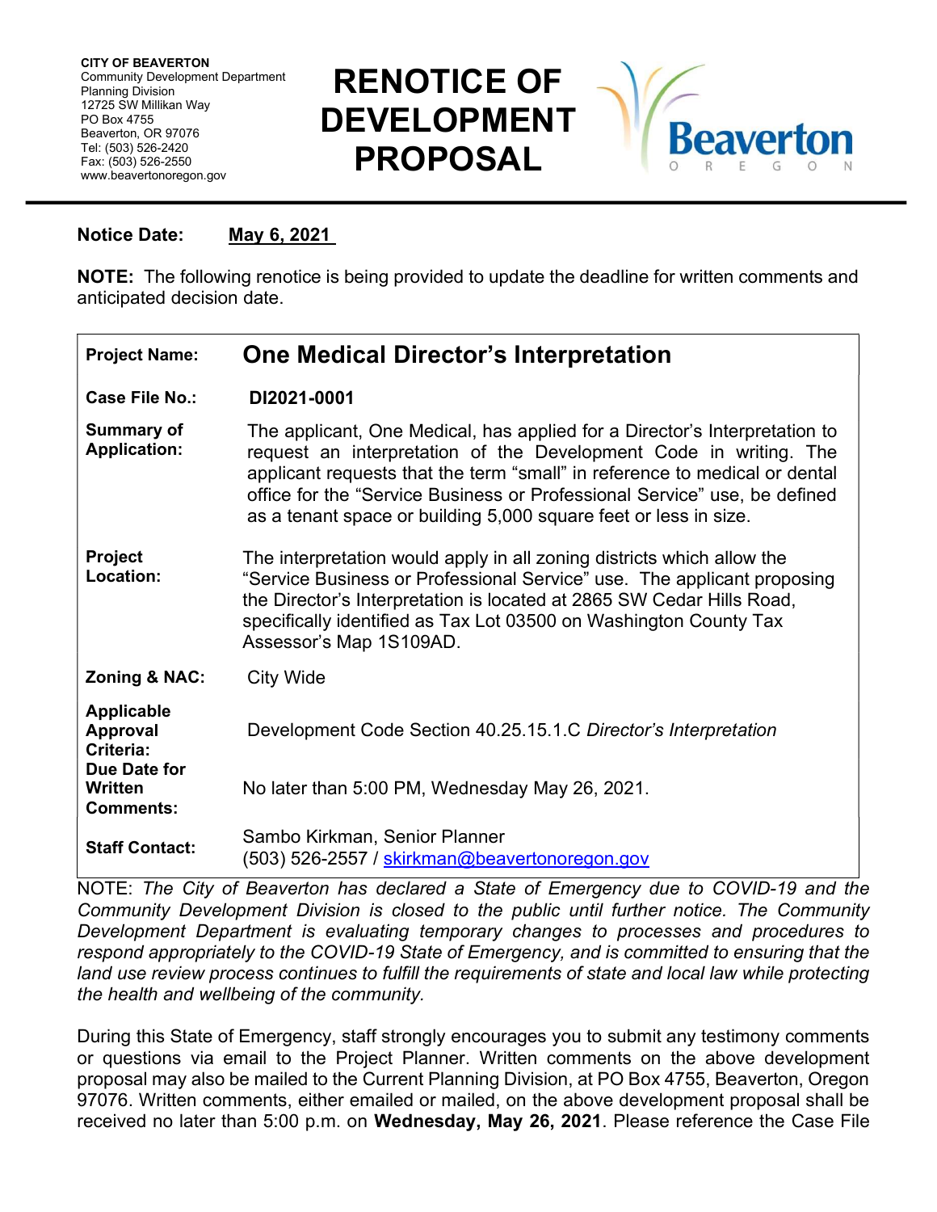**CITY OF BEAVERTON**
Community Development Department
Planning Division
12725 SW Millikan Way
PO Box 4755
Beaverton, OR 97076
Tel: (503) 526-2420
Fax: (503) 526-2550
www.beavertonoregon.gov

# RENOTICE OF DEVELOPMENT PROPOSAL

Beaverton OREGON

**Notice Date:** May 6, 2021

**NOTE:** The following renotice is being provided to update the deadline for written comments and anticipated decision date.

| | |
|---|---|
| **Project Name:** | **One Medical Director's Interpretation** |
| **Case File No.:** | **DI2021-0001** |
| **Summary of Application:** | The applicant, One Medical, has applied for a Director's Interpretation to request an interpretation of the Development Code in writing. The applicant requests that the term "small" in reference to medical or dental office for the "Service Business or Professional Service" use, be defined as a tenant space or building 5,000 square feet or less in size. |
| **Project Location:** | The interpretation would apply in all zoning districts which allow the "Service Business or Professional Service" use. The applicant proposing the Director's Interpretation is located at 2865 SW Cedar Hills Road, specifically identified as Tax Lot 03500 on Washington County Tax Assessor's Map 1S109AD. |
| **Zoning & NAC:** | City Wide |
| **Applicable Approval Criteria:** | Development Code Section 40.25.15.1.C *Director's Interpretation* |
| **Due Date for Written Comments:** | No later than 5:00 PM, Wednesday May 26, 2021. |
| **Staff Contact:** | Sambo Kirkman, Senior Planner<br>(503) 526-2557 / skirkman@beavertonoregon.gov |

NOTE: *The City of Beaverton has declared a State of Emergency due to COVID-19 and the Community Development Division is closed to the public until further notice. The Community Development Department is evaluating temporary changes to processes and procedures to respond appropriately to the COVID-19 State of Emergency, and is committed to ensuring that the land use review process continues to fulfill the requirements of state and local law while protecting the health and wellbeing of the community.*

During this State of Emergency, staff strongly encourages you to submit any testimony comments or questions via email to the Project Planner. Written comments on the above development proposal may also be mailed to the Current Planning Division, at PO Box 4755, Beaverton, Oregon 97076. Written comments, either emailed or mailed, on the above development proposal shall be received no later than 5:00 p.m. on **Wednesday, May 26, 2021**. Please reference the Case File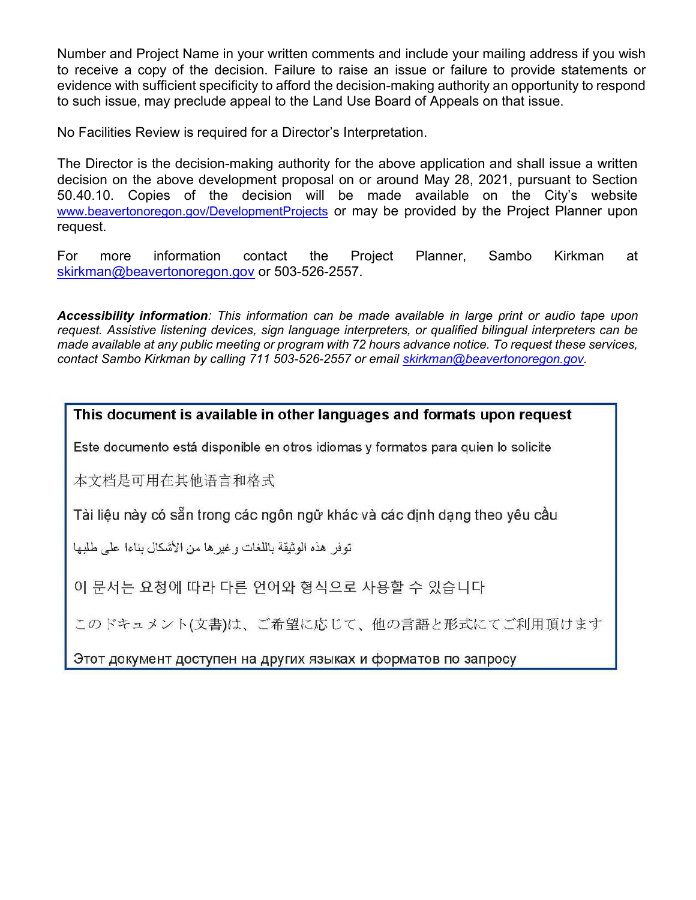Number and Project Name in your written comments and include your mailing address if you wish to receive a copy of the decision. Failure to raise an issue or failure to provide statements or evidence with sufficient specificity to afford the decision-making authority an opportunity to respond to such issue, may preclude appeal to the Land Use Board of Appeals on that issue.

No Facilities Review is required for a Director's Interpretation.

The Director is the decision-making authority for the above application and shall issue a written decision on the above development proposal on or around May 28, 2021, pursuant to Section 50.40.10. Copies of the decision will be made available on the City's website www.beavertonoregon.gov/DevelopmentProjects or may be provided by the Project Planner upon request.

For more information contact the Project Planner, Sambo Kirkman at skirkman@beavertonoregon.gov or 503-526-2557.

***Accessibility information****: This information can be made available in large print or audio tape upon request. Assistive listening devices, sign language interpreters, or qualified bilingual interpreters can be made available at any public meeting or program with 72 hours advance notice. To request these services, contact Sambo Kirkman by calling 711 503-526-2557 or email skirkman@beavertonoregon.gov.*

**This document is available in other languages and formats upon request**

Este documento está disponible en otros idiomas y formatos para quien lo solicite

本文档是可用在其他语言和格式

Tài liệu này có sẵn trong các ngôn ngữ khác và các định dạng theo yêu cầu

توفر هذه الوثيقة باللغات وغيرها من الأشكال بناءا على طلبها

이 문서는 요청에 따라 다른 언어와 형식으로 사용할 수 있습니다

このドキュメント(文書)は、ご希望に応じて、他の言語と形式にてご利用頂けます

Этот документ доступен на других языках и форматов по запросу